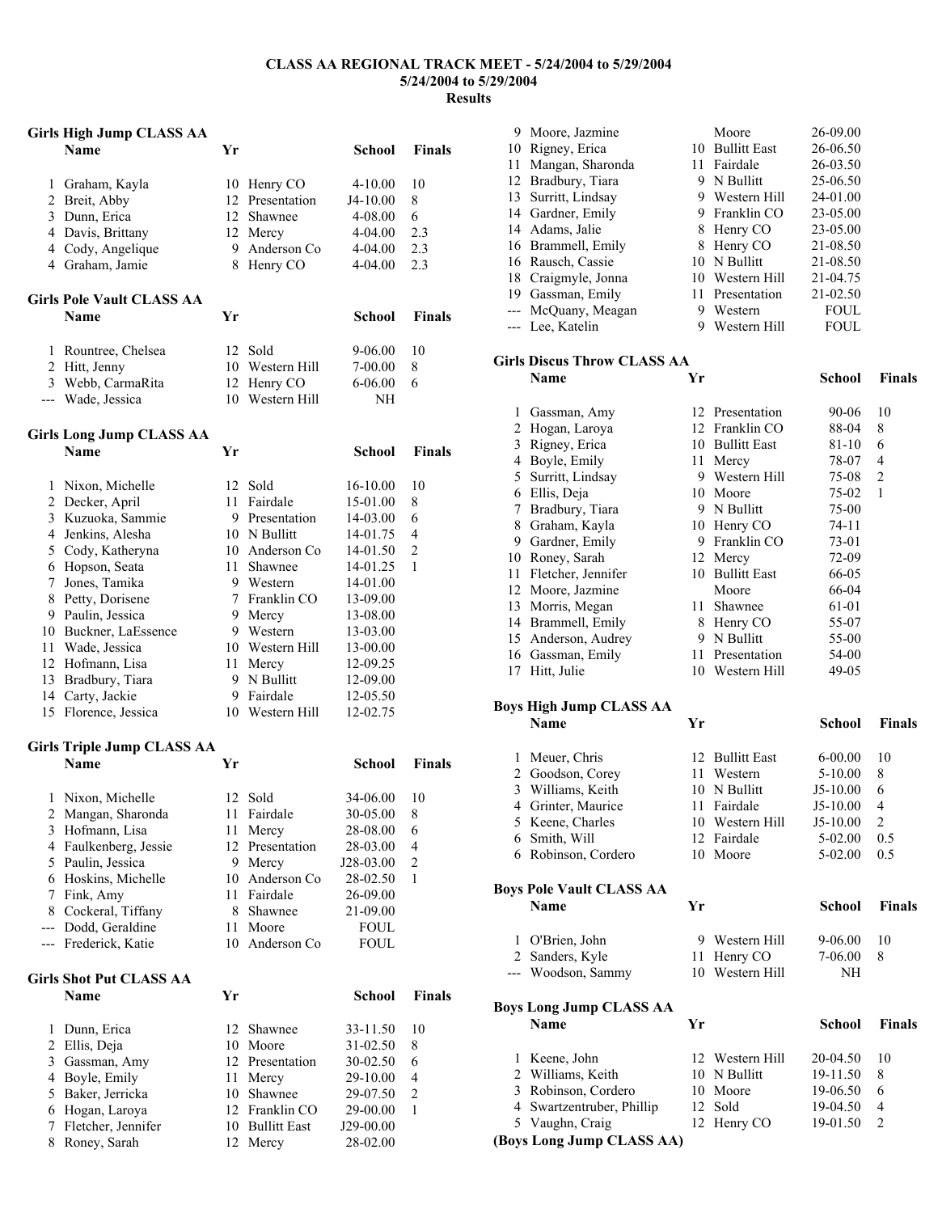# CLASS AA REGIONAL TRACK MEET - 5/24/2004 to 5/29/2004

**5/24/2004 to 5/29/2004**

**Results**

### Girls High Jump CLASS AA

| | Name | Yr | School | Finals | |
|---|---|---|---|---|---|
| 1 | Graham, Kayla | 10 | Henry CO | 4-10.00 | 10 |
| 2 | Breit, Abby | 12 | Presentation | J4-10.00 | 8 |
| 3 | Dunn, Erica | 12 | Shawnee | 4-08.00 | 6 |
| 4 | Davis, Brittany | 12 | Mercy | 4-04.00 | 2.3 |
| 4 | Cody, Angelique | 9 | Anderson Co | 4-04.00 | 2.3 |
| 4 | Graham, Jamie | 8 | Henry CO | 4-04.00 | 2.3 |

### Girls Pole Vault CLASS AA

| | Name | Yr | School | Finals | |
|---|---|---|---|---|---|
| 1 | Rountree, Chelsea | 12 | Sold | 9-06.00 | 10 |
| 2 | Hitt, Jenny | 10 | Western Hill | 7-00.00 | 8 |
| 3 | Webb, CarmaRita | 12 | Henry CO | 6-06.00 | 6 |
| --- | Wade, Jessica | 10 | Western Hill | NH | |

### Girls Long Jump CLASS AA

| | Name | Yr | School | Finals | |
|---|---|---|---|---|---|
| 1 | Nixon, Michelle | 12 | Sold | 16-10.00 | 10 |
| 2 | Decker, April | 11 | Fairdale | 15-01.00 | 8 |
| 3 | Kuzuoka, Sammie | 9 | Presentation | 14-03.00 | 6 |
| 4 | Jenkins, Alesha | 10 | N Bullitt | 14-01.75 | 4 |
| 5 | Cody, Katheryna | 10 | Anderson Co | 14-01.50 | 2 |
| 6 | Hopson, Seata | 11 | Shawnee | 14-01.25 | 1 |
| 7 | Jones, Tamika | 9 | Western | 14-01.00 | |
| 8 | Petty, Dorisene | 7 | Franklin CO | 13-09.00 | |
| 9 | Paulin, Jessica | 9 | Mercy | 13-08.00 | |
| 10 | Buckner, LaEssence | 9 | Western | 13-03.00 | |
| 11 | Wade, Jessica | 10 | Western Hill | 13-00.00 | |
| 12 | Hofmann, Lisa | 11 | Mercy | 12-09.25 | |
| 13 | Bradbury, Tiara | 9 | N Bullitt | 12-09.00 | |
| 14 | Carty, Jackie | 9 | Fairdale | 12-05.50 | |
| 15 | Florence, Jessica | 10 | Western Hill | 12-02.75 | |

### Girls Triple Jump CLASS AA

| | Name | Yr | School | Finals | |
|---|---|---|---|---|---|
| 1 | Nixon, Michelle | 12 | Sold | 34-06.00 | 10 |
| 2 | Mangan, Sharonda | 11 | Fairdale | 30-05.00 | 8 |
| 3 | Hofmann, Lisa | 11 | Mercy | 28-08.00 | 6 |
| 4 | Faulkenberg, Jessie | 12 | Presentation | 28-03.00 | 4 |
| 5 | Paulin, Jessica | 9 | Mercy | J28-03.00 | 2 |
| 6 | Hoskins, Michelle | 10 | Anderson Co | 28-02.50 | 1 |
| 7 | Fink, Amy | 11 | Fairdale | 26-09.00 | |
| 8 | Cockeral, Tiffany | 8 | Shawnee | 21-09.00 | |
| --- | Dodd, Geraldine | 11 | Moore | FOUL | |
| --- | Frederick, Katie | 10 | Anderson Co | FOUL | |

### Girls Shot Put CLASS AA

| | Name | Yr | School | Finals | |
|---|---|---|---|---|---|
| 1 | Dunn, Erica | 12 | Shawnee | 33-11.50 | 10 |
| 2 | Ellis, Deja | 10 | Moore | 31-02.50 | 8 |
| 3 | Gassman, Amy | 12 | Presentation | 30-02.50 | 6 |
| 4 | Boyle, Emily | 11 | Mercy | 29-10.00 | 4 |
| 5 | Baker, Jerricka | 10 | Shawnee | 29-07.50 | 2 |
| 6 | Hogan, Laroya | 12 | Franklin CO | 29-00.00 | 1 |
| 7 | Fletcher, Jennifer | 10 | Bullitt East | J29-00.00 | |
| 8 | Roney, Sarah | 12 | Mercy | 28-02.00 | |
| 9 | Moore, Jazmine | | Moore | 26-09.00 | |
| 10 | Rigney, Erica | 10 | Bullitt East | 26-06.50 | |
| 11 | Mangan, Sharonda | 11 | Fairdale | 26-03.50 | |
| 12 | Bradbury, Tiara | 9 | N Bullitt | 25-06.50 | |
| 13 | Surritt, Lindsay | 9 | Western Hill | 24-01.00 | |
| 14 | Gardner, Emily | 9 | Franklin CO | 23-05.00 | |
| 14 | Adams, Jalie | 8 | Henry CO | 23-05.00 | |
| 16 | Brammell, Emily | 8 | Henry CO | 21-08.50 | |
| 16 | Rausch, Cassie | 10 | N Bullitt | 21-08.50 | |
| 18 | Craigmyle, Jonna | 10 | Western Hill | 21-04.75 | |
| 19 | Gassman, Emily | 11 | Presentation | 21-02.50 | |
| --- | McQuany, Meagan | 9 | Western | FOUL | |
| --- | Lee, Katelin | 9 | Western Hill | FOUL | |

### Girls Discus Throw CLASS AA

| | Name | Yr | School | Finals | |
|---|---|---|---|---|---|
| 1 | Gassman, Amy | 12 | Presentation | 90-06 | 10 |
| 2 | Hogan, Laroya | 12 | Franklin CO | 88-04 | 8 |
| 3 | Rigney, Erica | 10 | Bullitt East | 81-10 | 6 |
| 4 | Boyle, Emily | 11 | Mercy | 78-07 | 4 |
| 5 | Surritt, Lindsay | 9 | Western Hill | 75-08 | 2 |
| 6 | Ellis, Deja | 10 | Moore | 75-02 | 1 |
| 7 | Bradbury, Tiara | 9 | N Bullitt | 75-00 | |
| 8 | Graham, Kayla | 10 | Henry CO | 74-11 | |
| 9 | Gardner, Emily | 9 | Franklin CO | 73-01 | |
| 10 | Roney, Sarah | 12 | Mercy | 72-09 | |
| 11 | Fletcher, Jennifer | 10 | Bullitt East | 66-05 | |
| 12 | Moore, Jazmine | | Moore | 66-04 | |
| 13 | Morris, Megan | 11 | Shawnee | 61-01 | |
| 14 | Brammell, Emily | 8 | Henry CO | 55-07 | |
| 15 | Anderson, Audrey | 9 | N Bullitt | 55-00 | |
| 16 | Gassman, Emily | 11 | Presentation | 54-00 | |
| 17 | Hitt, Julie | 10 | Western Hill | 49-05 | |

### Boys High Jump CLASS AA

| | Name | Yr | School | Finals | |
|---|---|---|---|---|---|
| 1 | Meuer, Chris | 12 | Bullitt East | 6-00.00 | 10 |
| 2 | Goodson, Corey | 11 | Western | 5-10.00 | 8 |
| 3 | Williams, Keith | 10 | N Bullitt | J5-10.00 | 6 |
| 4 | Grinter, Maurice | 11 | Fairdale | J5-10.00 | 4 |
| 5 | Keene, Charles | 10 | Western Hill | J5-10.00 | 2 |
| 6 | Smith, Will | 12 | Fairdale | 5-02.00 | 0.5 |
| 6 | Robinson, Cordero | 10 | Moore | 5-02.00 | 0.5 |

### Boys Pole Vault CLASS AA

| | Name | Yr | School | Finals | |
|---|---|---|---|---|---|
| 1 | O'Brien, John | 9 | Western Hill | 9-06.00 | 10 |
| 2 | Sanders, Kyle | 11 | Henry CO | 7-06.00 | 8 |
| --- | Woodson, Sammy | 10 | Western Hill | NH | |

### Boys Long Jump CLASS AA

| | Name | Yr | School | Finals | |
|---|---|---|---|---|---|
| 1 | Keene, John | 12 | Western Hill | 20-04.50 | 10 |
| 2 | Williams, Keith | 10 | N Bullitt | 19-11.50 | 8 |
| 3 | Robinson, Cordero | 10 | Moore | 19-06.50 | 6 |
| 4 | Swartzentruber, Phillip | 12 | Sold | 19-04.50 | 4 |
| 5 | Vaughn, Craig | 12 | Henry CO | 19-01.50 | 2 |

**(Boys Long Jump CLASS AA)**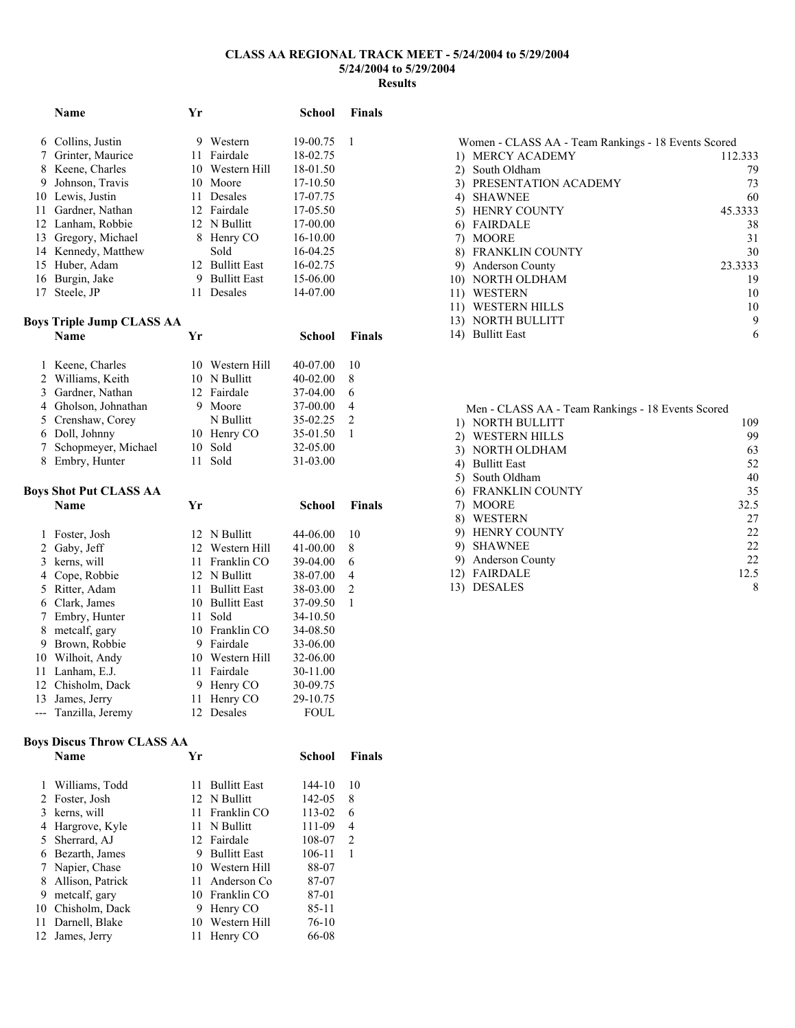**CLASS AA REGIONAL TRACK MEET - 5/24/2004 to 5/29/2004**
**5/24/2004 to 5/29/2004**
**Results**

| | Name | Yr | | School | Finals |
|---|---|---|---|---|---|
| 6 | Collins, Justin | 9 | Western | 19-00.75 | 1 |
| 7 | Grinter, Maurice | 11 | Fairdale | 18-02.75 | |
| 8 | Keene, Charles | 10 | Western Hill | 18-01.50 | |
| 9 | Johnson, Travis | 10 | Moore | 17-10.50 | |
| 10 | Lewis, Justin | 11 | Desales | 17-07.75 | |
| 11 | Gardner, Nathan | 12 | Fairdale | 17-05.50 | |
| 12 | Lanham, Robbie | 12 | N Bullitt | 17-00.00 | |
| 13 | Gregory, Michael | 8 | Henry CO | 16-10.00 | |
| 14 | Kennedy, Matthew | | Sold | 16-04.25 | |
| 15 | Huber, Adam | 12 | Bullitt East | 16-02.75 | |
| 16 | Burgin, Jake | 9 | Bullitt East | 15-06.00 | |
| 17 | Steele, JP | 11 | Desales | 14-07.00 | |

**Boys Triple Jump CLASS AA**

| | Name | Yr | | School | Finals |
|---|---|---|---|---|---|
| 1 | Keene, Charles | 10 | Western Hill | 40-07.00 | 10 |
| 2 | Williams, Keith | 10 | N Bullitt | 40-02.00 | 8 |
| 3 | Gardner, Nathan | 12 | Fairdale | 37-04.00 | 6 |
| 4 | Gholson, Johnathan | 9 | Moore | 37-00.00 | 4 |
| 5 | Crenshaw, Corey | | N Bullitt | 35-02.25 | 2 |
| 6 | Doll, Johnny | 10 | Henry CO | 35-01.50 | 1 |
| 7 | Schopmeyer, Michael | 10 | Sold | 32-05.00 | |
| 8 | Embry, Hunter | 11 | Sold | 31-03.00 | |

**Boys Shot Put CLASS AA**

| | Name | Yr | | School | Finals |
|---|---|---|---|---|---|
| 1 | Foster, Josh | 12 | N Bullitt | 44-06.00 | 10 |
| 2 | Gaby, Jeff | 12 | Western Hill | 41-00.00 | 8 |
| 3 | kerns, will | 11 | Franklin CO | 39-04.00 | 6 |
| 4 | Cope, Robbie | 12 | N Bullitt | 38-07.00 | 4 |
| 5 | Ritter, Adam | 11 | Bullitt East | 38-03.00 | 2 |
| 6 | Clark, James | 10 | Bullitt East | 37-09.50 | 1 |
| 7 | Embry, Hunter | 11 | Sold | 34-10.50 | |
| 8 | metcalf, gary | 10 | Franklin CO | 34-08.50 | |
| 9 | Brown, Robbie | 9 | Fairdale | 33-06.00 | |
| 10 | Wilhoit, Andy | 10 | Western Hill | 32-06.00 | |
| 11 | Lanham, E.J. | 11 | Fairdale | 30-11.00 | |
| 12 | Chisholm, Dack | 9 | Henry CO | 30-09.75 | |
| 13 | James, Jerry | 11 | Henry CO | 29-10.75 | |
| --- | Tanzilla, Jeremy | 12 | Desales | FOUL | |

**Boys Discus Throw CLASS AA**

| | Name | Yr | | School | Finals |
|---|---|---|---|---|---|
| 1 | Williams, Todd | 11 | Bullitt East | 144-10 | 10 |
| 2 | Foster, Josh | 12 | N Bullitt | 142-05 | 8 |
| 3 | kerns, will | 11 | Franklin CO | 113-02 | 6 |
| 4 | Hargrove, Kyle | 11 | N Bullitt | 111-09 | 4 |
| 5 | Sherrard, AJ | 12 | Fairdale | 108-07 | 2 |
| 6 | Bezarth, James | 9 | Bullitt East | 106-11 | 1 |
| 7 | Napier, Chase | 10 | Western Hill | 88-07 | |
| 8 | Allison, Patrick | 11 | Anderson Co | 87-07 | |
| 9 | metcalf, gary | 10 | Franklin CO | 87-01 | |
| 10 | Chisholm, Dack | 9 | Henry CO | 85-11 | |
| 11 | Darnell, Blake | 10 | Western Hill | 76-10 | |
| 12 | James, Jerry | 11 | Henry CO | 66-08 | |

Women - CLASS AA - Team Rankings - 18 Events Scored

| | | |
|---|---|---|
| 1) | MERCY ACADEMY | 112.333 |
| 2) | South Oldham | 79 |
| 3) | PRESENTATION ACADEMY | 73 |
| 4) | SHAWNEE | 60 |
| 5) | HENRY COUNTY | 45.3333 |
| 6) | FAIRDALE | 38 |
| 7) | MOORE | 31 |
| 8) | FRANKLIN COUNTY | 30 |
| 9) | Anderson County | 23.3333 |
| 10) | NORTH OLDHAM | 19 |
| 11) | WESTERN | 10 |
| 11) | WESTERN HILLS | 10 |
| 13) | NORTH BULLITT | 9 |
| 14) | Bullitt East | 6 |

Men - CLASS AA - Team Rankings - 18 Events Scored

| | | |
|---|---|---|
| 1) | NORTH BULLITT | 109 |
| 2) | WESTERN HILLS | 99 |
| 3) | NORTH OLDHAM | 63 |
| 4) | Bullitt East | 52 |
| 5) | South Oldham | 40 |
| 6) | FRANKLIN COUNTY | 35 |
| 7) | MOORE | 32.5 |
| 8) | WESTERN | 27 |
| 9) | HENRY COUNTY | 22 |
| 9) | SHAWNEE | 22 |
| 9) | Anderson County | 22 |
| 12) | FAIRDALE | 12.5 |
| 13) | DESALES | 8 |